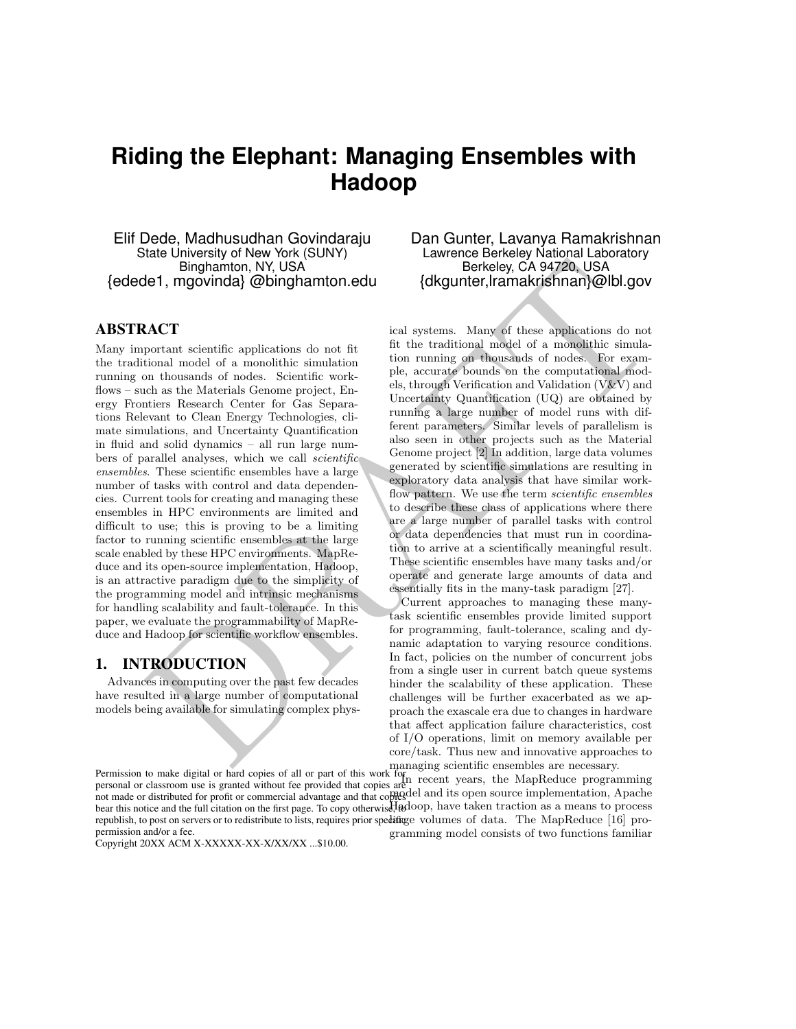# Riding the Elephant: Managing Ensembles with Hadoop

Elif Dede, Madhusudhan Govindaraju
State University of New York (SUNY)
Binghamton, NY, USA
{edede1, mgovinda} @binghamton.edu

Dan Gunter, Lavanya Ramakrishnan
Lawrence Berkeley National Laboratory
Berkeley, CA 94720, USA
{dkgunter,lramakrishnan}@lbl.gov

## ABSTRACT

Many important scientific applications do not fit the traditional model of a monolithic simulation running on thousands of nodes. Scientific workflows – such as the Materials Genome project, Energy Frontiers Research Center for Gas Separations Relevant to Clean Energy Technologies, climate simulations, and Uncertainty Quantification in fluid and solid dynamics – all run large numbers of parallel analyses, which we call *scientific ensembles*. These scientific ensembles have a large number of tasks with control and data dependencies. Current tools for creating and managing these ensembles in HPC environments are limited and difficult to use; this is proving to be a limiting factor to running scientific ensembles at the large scale enabled by these HPC environments. MapReduce and its open-source implementation, Hadoop, is an attractive paradigm due to the simplicity of the programming model and intrinsic mechanisms for handling scalability and fault-tolerance. In this paper, we evaluate the programmability of MapReduce and Hadoop for scientific workflow ensembles.

## 1. INTRODUCTION

Advances in computing over the past few decades have resulted in a large number of computational models being available for simulating complex physical systems. Many of these applications do not fit the traditional model of a monolithic simulation running on thousands of nodes. For example, accurate bounds on the computational models, through Verification and Validation (V&V) and Uncertainty Quantification (UQ) are obtained by running a large number of model runs with different parameters. Similar levels of parallelism is also seen in other projects such as the Material Genome project [2] In addition, large data volumes generated by scientific simulations are resulting in exploratory data analysis that have similar workflow pattern. We use the term *scientific ensembles* to describe these class of applications where there are a large number of parallel tasks with control or data dependencies that must run in coordination to arrive at a scientifically meaningful result. These scientific ensembles have many tasks and/or operate and generate large amounts of data and essentially fits in the many-task paradigm [27].

Current approaches to managing these many-task scientific ensembles provide limited support for programming, fault-tolerance, scaling and dynamic adaptation to varying resource conditions. In fact, policies on the number of concurrent jobs from a single user in current batch queue systems hinder the scalability of these application. These challenges will be further exacerbated as we approach the exascale era due to changes in hardware that affect application failure characteristics, cost of I/O operations, limit on memory available per core/task. Thus new and innovative approaches to managing scientific ensembles are necessary.

In recent years, the MapReduce programming model and its open source implementation, Apache Hadoop, have taken traction as a means to process large volumes of data. The MapReduce [16] programming model consists of two functions familiar

Permission to make digital or hard copies of all or part of this work for personal or classroom use is granted without fee provided that copies are not made or distributed for profit or commercial advantage and that copies bear this notice and the full citation on the first page. To copy otherwise, to republish, to post on servers or to redistribute to lists, requires prior specific permission and/or a fee.
Copyright 20XX ACM X-XXXXX-XX-X/XX/XX ...$10.00.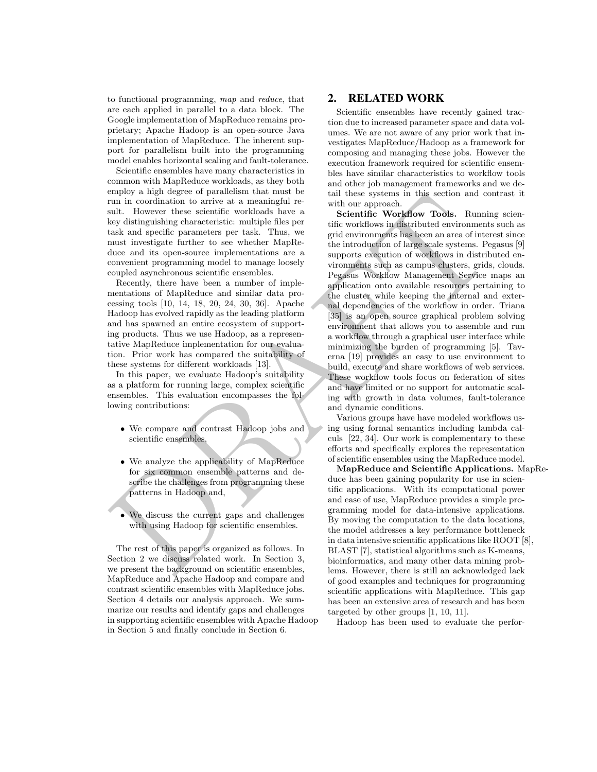to functional programming, *map* and *reduce*, that are each applied in parallel to a data block. The Google implementation of MapReduce remains proprietary; Apache Hadoop is an open-source Java implementation of MapReduce. The inherent support for parallelism built into the programming model enables horizontal scaling and fault-tolerance.

Scientific ensembles have many characteristics in common with MapReduce workloads, as they both employ a high degree of parallelism that must be run in coordination to arrive at a meaningful result. However these scientific workloads have a key distinguishing characteristic: multiple files per task and specific parameters per task. Thus, we must investigate further to see whether MapReduce and its open-source implementations are a convenient programming model to manage loosely coupled asynchronous scientific ensembles.

Recently, there have been a number of implementations of MapReduce and similar data processing tools [10, 14, 18, 20, 24, 30, 36]. Apache Hadoop has evolved rapidly as the leading platform and has spawned an entire ecosystem of supporting products. Thus we use Hadoop, as a representative MapReduce implementation for our evaluation. Prior work has compared the suitability of these systems for different workloads [13].

In this paper, we evaluate Hadoop's suitability as a platform for running large, complex scientific ensembles. This evaluation encompasses the following contributions:

- We compare and contrast Hadoop jobs and scientific ensembles,
- We analyze the applicability of MapReduce for six common ensemble patterns and describe the challenges from programming these patterns in Hadoop and,
- We discuss the current gaps and challenges with using Hadoop for scientific ensembles.

The rest of this paper is organized as follows. In Section 2 we discuss related work. In Section 3, we present the background on scientific ensembles, MapReduce and Apache Hadoop and compare and contrast scientific ensembles with MapReduce jobs. Section 4 details our analysis approach. We summarize our results and identify gaps and challenges in supporting scientific ensembles with Apache Hadoop in Section 5 and finally conclude in Section 6.

## 2. RELATED WORK

Scientific ensembles have recently gained traction due to increased parameter space and data volumes. We are not aware of any prior work that investigates MapReduce/Hadoop as a framework for composing and managing these jobs. However the execution framework required for scientific ensembles have similar characteristics to workflow tools and other job management frameworks and we detail these systems in this section and contrast it with our approach.

**Scientific Workflow Tools.** Running scientific workflows in distributed environments such as grid environments has been an area of interest since the introduction of large scale systems. Pegasus [9] supports execution of workflows in distributed environments such as campus clusters, grids, clouds. Pegasus Workflow Management Service maps an application onto available resources pertaining to the cluster while keeping the internal and external dependencies of the workflow in order. Triana [35] is an open source graphical problem solving environment that allows you to assemble and run a workflow through a graphical user interface while minimizing the burden of programming [5]. Taverna [19] provides an easy to use environment to build, execute and share workflows of web services. These workflow tools focus on federation of sites and have limited or no support for automatic scaling with growth in data volumes, fault-tolerance and dynamic conditions.

Various groups have have modeled workflows using using formal semantics including lambda calculs [22, 34]. Our work is complementary to these efforts and specifically explores the representation of scientific ensembles using the MapReduce model.

**MapReduce and Scientific Applications.** MapReduce has been gaining popularity for use in scientific applications. With its computational power and ease of use, MapReduce provides a simple programming model for data-intensive applications. By moving the computation to the data locations, the model addresses a key performance bottleneck in data intensive scientific applications like ROOT [8], BLAST [7], statistical algorithms such as K-means, bioinformatics, and many other data mining problems. However, there is still an acknowledged lack of good examples and techniques for programming scientific applications with MapReduce. This gap has been an extensive area of research and has been targeted by other groups [1, 10, 11].

Hadoop has been used to evaluate the perfor-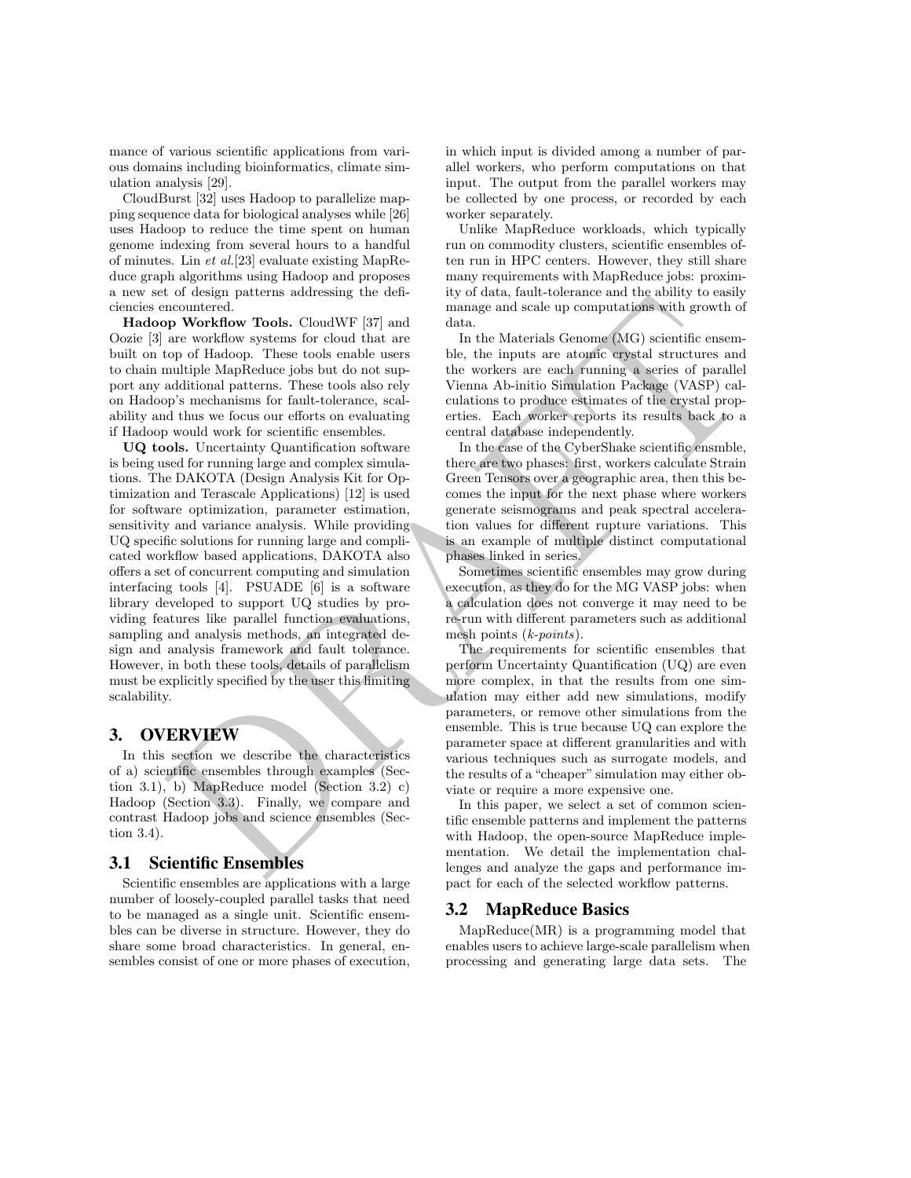mance of various scientific applications from various domains including bioinformatics, climate simulation analysis [29].

CloudBurst [32] uses Hadoop to parallelize mapping sequence data for biological analyses while [26] uses Hadoop to reduce the time spent on human genome indexing from several hours to a handful of minutes. Lin *et al.*[23] evaluate existing MapReduce graph algorithms using Hadoop and proposes a new set of design patterns addressing the deficiencies encountered.

**Hadoop Workflow Tools.** CloudWF [37] and Oozie [3] are workflow systems for cloud that are built on top of Hadoop. These tools enable users to chain multiple MapReduce jobs but do not support any additional patterns. These tools also rely on Hadoop's mechanisms for fault-tolerance, scalability and thus we focus our efforts on evaluating if Hadoop would work for scientific ensembles.

**UQ tools.** Uncertainty Quantification software is being used for running large and complex simulations. The DAKOTA (Design Analysis Kit for Optimization and Terascale Applications) [12] is used for software optimization, parameter estimation, sensitivity and variance analysis. While providing UQ specific solutions for running large and complicated workflow based applications, DAKOTA also offers a set of concurrent computing and simulation interfacing tools [4]. PSUADE [6] is a software library developed to support UQ studies by providing features like parallel function evaluations, sampling and analysis methods, an integrated design and analysis framework and fault tolerance. However, in both these tools, details of parallelism must be explicitly specified by the user this limiting scalability.

# 3. OVERVIEW

In this section we describe the characteristics of a) scientific ensembles through examples (Section 3.1), b) MapReduce model (Section 3.2) c) Hadoop (Section 3.3). Finally, we compare and contrast Hadoop jobs and science ensembles (Section 3.4).

## 3.1 Scientific Ensembles

Scientific ensembles are applications with a large number of loosely-coupled parallel tasks that need to be managed as a single unit. Scientific ensembles can be diverse in structure. However, they do share some broad characteristics. In general, ensembles consist of one or more phases of execution, in which input is divided among a number of parallel workers, who perform computations on that input. The output from the parallel workers may be collected by one process, or recorded by each worker separately.

Unlike MapReduce workloads, which typically run on commodity clusters, scientific ensembles often run in HPC centers. However, they still share many requirements with MapReduce jobs: proximity of data, fault-tolerance and the ability to easily manage and scale up computations with growth of data.

In the Materials Genome (MG) scientific ensemble, the inputs are atomic crystal structures and the workers are each running a series of parallel Vienna Ab-initio Simulation Package (VASP) calculations to produce estimates of the crystal properties. Each worker reports its results back to a central database independently.

In the case of the CyberShake scientific ensmble, there are two phases: first, workers calculate Strain Green Tensors over a geographic area, then this becomes the input for the next phase where workers generate seismograms and peak spectral acceleration values for different rupture variations. This is an example of multiple distinct computational phases linked in series.

Sometimes scientific ensembles may grow during execution, as they do for the MG VASP jobs: when a calculation does not converge it may need to be re-run with different parameters such as additional mesh points (*k-points*).

The requirements for scientific ensembles that perform Uncertainty Quantification (UQ) are even more complex, in that the results from one simulation may either add new simulations, modify parameters, or remove other simulations from the ensemble. This is true because UQ can explore the parameter space at different granularities and with various techniques such as surrogate models, and the results of a "cheaper" simulation may either obviate or require a more expensive one.

In this paper, we select a set of common scientific ensemble patterns and implement the patterns with Hadoop, the open-source MapReduce implementation. We detail the implementation challenges and analyze the gaps and performance impact for each of the selected workflow patterns.

## 3.2 MapReduce Basics

MapReduce(MR) is a programming model that enables users to achieve large-scale parallelism when processing and generating large data sets. The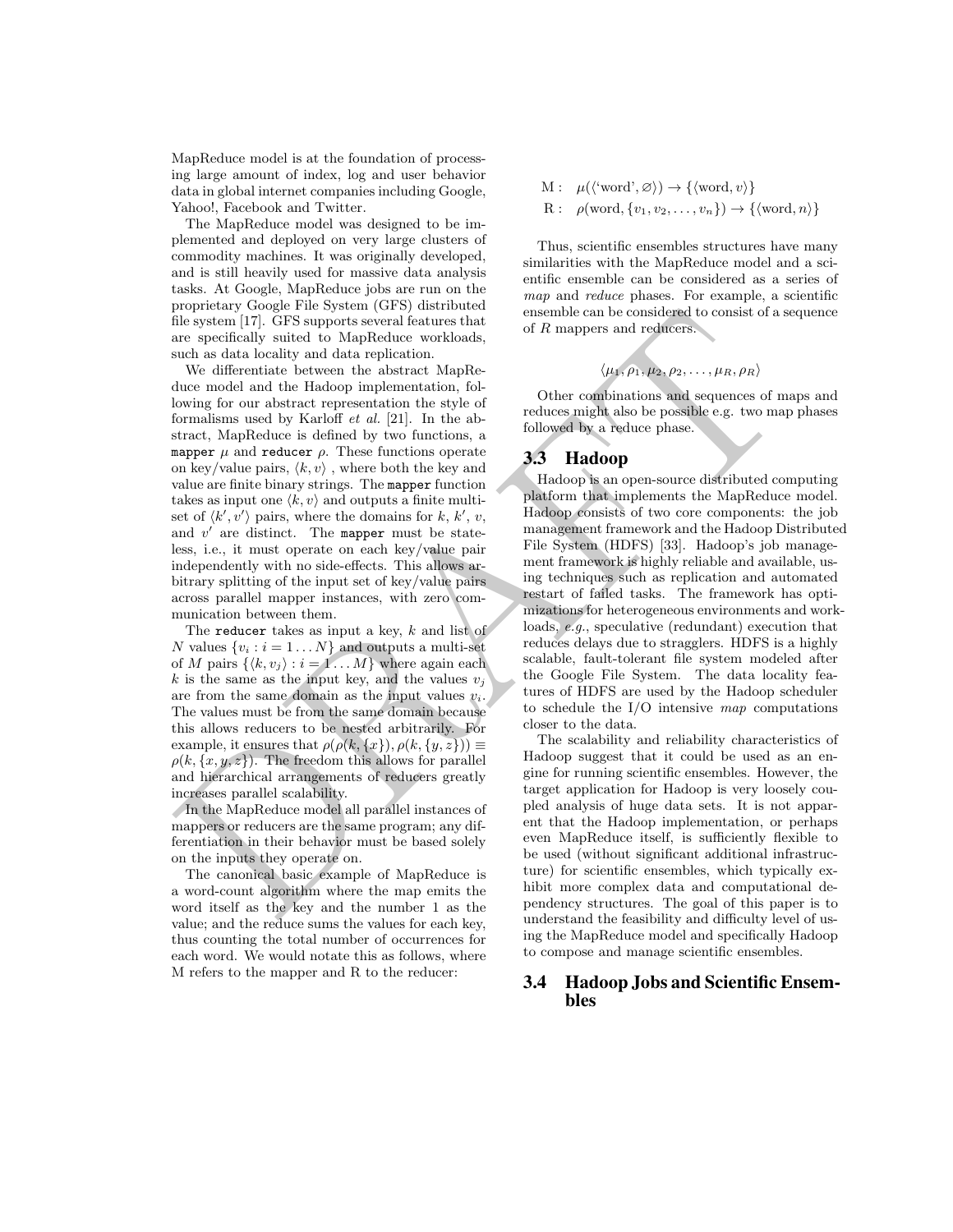MapReduce model is at the foundation of processing large amount of index, log and user behavior data in global internet companies including Google, Yahoo!, Facebook and Twitter.

The MapReduce model was designed to be implemented and deployed on very large clusters of commodity machines. It was originally developed, and is still heavily used for massive data analysis tasks. At Google, MapReduce jobs are run on the proprietary Google File System (GFS) distributed file system [17]. GFS supports several features that are specifically suited to MapReduce workloads, such as data locality and data replication.

We differentiate between the abstract MapReduce model and the Hadoop implementation, following for our abstract representation the style of formalisms used by Karloff *et al.* [21]. In the abstract, MapReduce is defined by two functions, a `mapper` $\mu$ and `reducer` $\rho$. These functions operate on key/value pairs, $\langle k, v \rangle$ , where both the key and value are finite binary strings. The `mapper` function takes as input one $\langle k, v \rangle$ and outputs a finite multiset of $\langle k', v' \rangle$ pairs, where the domains for $k$, $k'$, $v$, and $v'$ are distinct. The `mapper` must be stateless, i.e., it must operate on each key/value pair independently with no side-effects. This allows arbitrary splitting of the input set of key/value pairs across parallel mapper instances, with zero communication between them.

The `reducer` takes as input a key, $k$ and list of $N$ values $\{v_i : i = 1 \ldots N\}$ and outputs a multi-set of $M$ pairs $\{\langle k, v_j \rangle : i = 1 \ldots M\}$ where again each $k$ is the same as the input key, and the values $v_j$ are from the same domain as the input values $v_i$. The values must be from the same domain because this allows reducers to be nested arbitrarily. For example, it ensures that $\rho(\rho(k, \{x\}), \rho(k, \{y, z\})) \equiv \rho(k, \{x, y, z\})$. The freedom this allows for parallel and hierarchical arrangements of reducers greatly increases parallel scalability.

In the MapReduce model all parallel instances of mappers or reducers are the same program; any differentiation in their behavior must be based solely on the inputs they operate on.

The canonical basic example of MapReduce is a word-count algorithm where the map emits the word itself as the key and the number 1 as the value; and the reduce sums the values for each key, thus counting the total number of occurrences for each word. We would notate this as follows, where M refers to the mapper and R to the reducer:

$$
\begin{aligned}
\mathrm{M}: &\quad \mu(\langle \text{`word'}, \varnothing \rangle) \rightarrow \{\langle \text{word}, v \rangle\} \\
\mathrm{R}: &\quad \rho(\text{word}, \{v_1, v_2, \ldots, v_n\}) \rightarrow \{\langle \text{word}, n \rangle\}
\end{aligned}
$$

Thus, scientific ensembles structures have many similarities with the MapReduce model and a scientific ensemble can be considered as a series of *map* and *reduce* phases. For example, a scientific ensemble can be considered to consist of a sequence of $R$ mappers and reducers.

$$\langle \mu_1, \rho_1, \mu_2, \rho_2, \ldots, \mu_R, \rho_R \rangle$$

Other combinations and sequences of maps and reduces might also be possible e.g. two map phases followed by a reduce phase.

## 3.3 Hadoop

Hadoop is an open-source distributed computing platform that implements the MapReduce model. Hadoop consists of two core components: the job management framework and the Hadoop Distributed File System (HDFS) [33]. Hadoop's job management framework is highly reliable and available, using techniques such as replication and automated restart of failed tasks. The framework has optimizations for heterogeneous environments and workloads, *e.g.*, speculative (redundant) execution that reduces delays due to stragglers. HDFS is a highly scalable, fault-tolerant file system modeled after the Google File System. The data locality features of HDFS are used by the Hadoop scheduler to schedule the I/O intensive *map* computations closer to the data.

The scalability and reliability characteristics of Hadoop suggest that it could be used as an engine for running scientific ensembles. However, the target application for Hadoop is very loosely coupled analysis of huge data sets. It is not apparent that the Hadoop implementation, or perhaps even MapReduce itself, is sufficiently flexible to be used (without significant additional infrastructure) for scientific ensembles, which typically exhibit more complex data and computational dependency structures. The goal of this paper is to understand the feasibility and difficulty level of using the MapReduce model and specifically Hadoop to compose and manage scientific ensembles.

## 3.4 Hadoop Jobs and Scientific Ensembles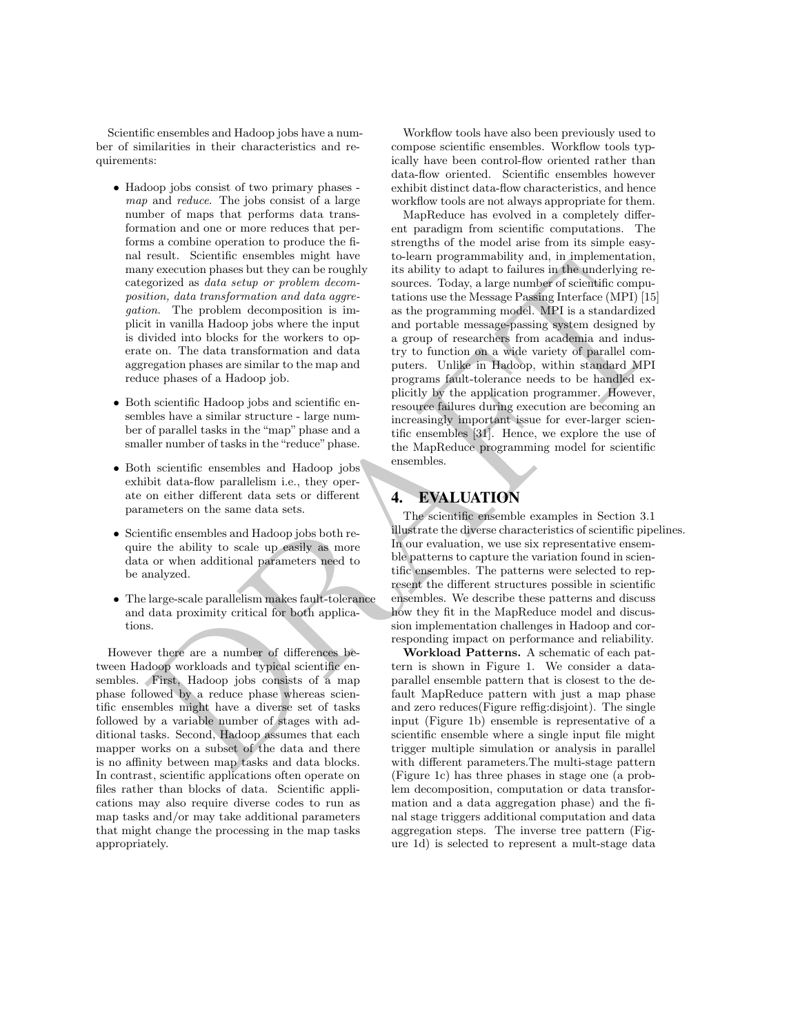Scientific ensembles and Hadoop jobs have a number of similarities in their characteristics and requirements:

- Hadoop jobs consist of two primary phases - *map* and *reduce*. The jobs consist of a large number of maps that performs data transformation and one or more reduces that performs a combine operation to produce the final result. Scientific ensembles might have many execution phases but they can be roughly categorized as *data setup or problem decomposition, data transformation and data aggregation*. The problem decomposition is implicit in vanilla Hadoop jobs where the input is divided into blocks for the workers to operate on. The data transformation and data aggregation phases are similar to the map and reduce phases of a Hadoop job.

- Both scientific Hadoop jobs and scientific ensembles have a similar structure - large number of parallel tasks in the "map" phase and a smaller number of tasks in the "reduce" phase.

- Both scientific ensembles and Hadoop jobs exhibit data-flow parallelism i.e., they operate on either different data sets or different parameters on the same data sets.

- Scientific ensembles and Hadoop jobs both require the ability to scale up easily as more data or when additional parameters need to be analyzed.

- The large-scale parallelism makes fault-tolerance and data proximity critical for both applications.

However there are a number of differences between Hadoop workloads and typical scientific ensembles. First, Hadoop jobs consists of a map phase followed by a reduce phase whereas scientific ensembles might have a diverse set of tasks followed by a variable number of stages with additional tasks. Second, Hadoop assumes that each mapper works on a subset of the data and there is no affinity between map tasks and data blocks. In contrast, scientific applications often operate on files rather than blocks of data. Scientific applications may also require diverse codes to run as map tasks and/or may take additional parameters that might change the processing in the map tasks appropriately.

Workflow tools have also been previously used to compose scientific ensembles. Workflow tools typically have been control-flow oriented rather than data-flow oriented. Scientific ensembles however exhibit distinct data-flow characteristics, and hence workflow tools are not always appropriate for them.

MapReduce has evolved in a completely different paradigm from scientific computations. The strengths of the model arise from its simple easy-to-learn programmability and, in implementation, its ability to adapt to failures in the underlying resources. Today, a large number of scientific computations use the Message Passing Interface (MPI) [15] as the programming model. MPI is a standardized and portable message-passing system designed by a group of researchers from academia and industry to function on a wide variety of parallel computers. Unlike in Hadoop, within standard MPI programs fault-tolerance needs to be handled explicitly by the application programmer. However, resource failures during execution are becoming an increasingly important issue for ever-larger scientific ensembles [31]. Hence, we explore the use of the MapReduce programming model for scientific ensembles.

## 4. EVALUATION

The scientific ensemble examples in Section 3.1 illustrate the diverse characteristics of scientific pipelines. In our evaluation, we use six representative ensemble patterns to capture the variation found in scientific ensembles. The patterns were selected to represent the different structures possible in scientific ensembles. We describe these patterns and discuss how they fit in the MapReduce model and discussion implementation challenges in Hadoop and corresponding impact on performance and reliability.

**Workload Patterns.** A schematic of each pattern is shown in Figure 1. We consider a data-parallel ensemble pattern that is closest to the default MapReduce pattern with just a map phase and zero reduces(Figure reffig:disjoint). The single input (Figure 1b) ensemble is representative of a scientific ensemble where a single input file might trigger multiple simulation or analysis in parallel with different parameters.The multi-stage pattern (Figure 1c) has three phases in stage one (a problem decomposition, computation or data transformation and a data aggregation phase) and the final stage triggers additional computation and data aggregation steps. The inverse tree pattern (Figure 1d) is selected to represent a mult-stage data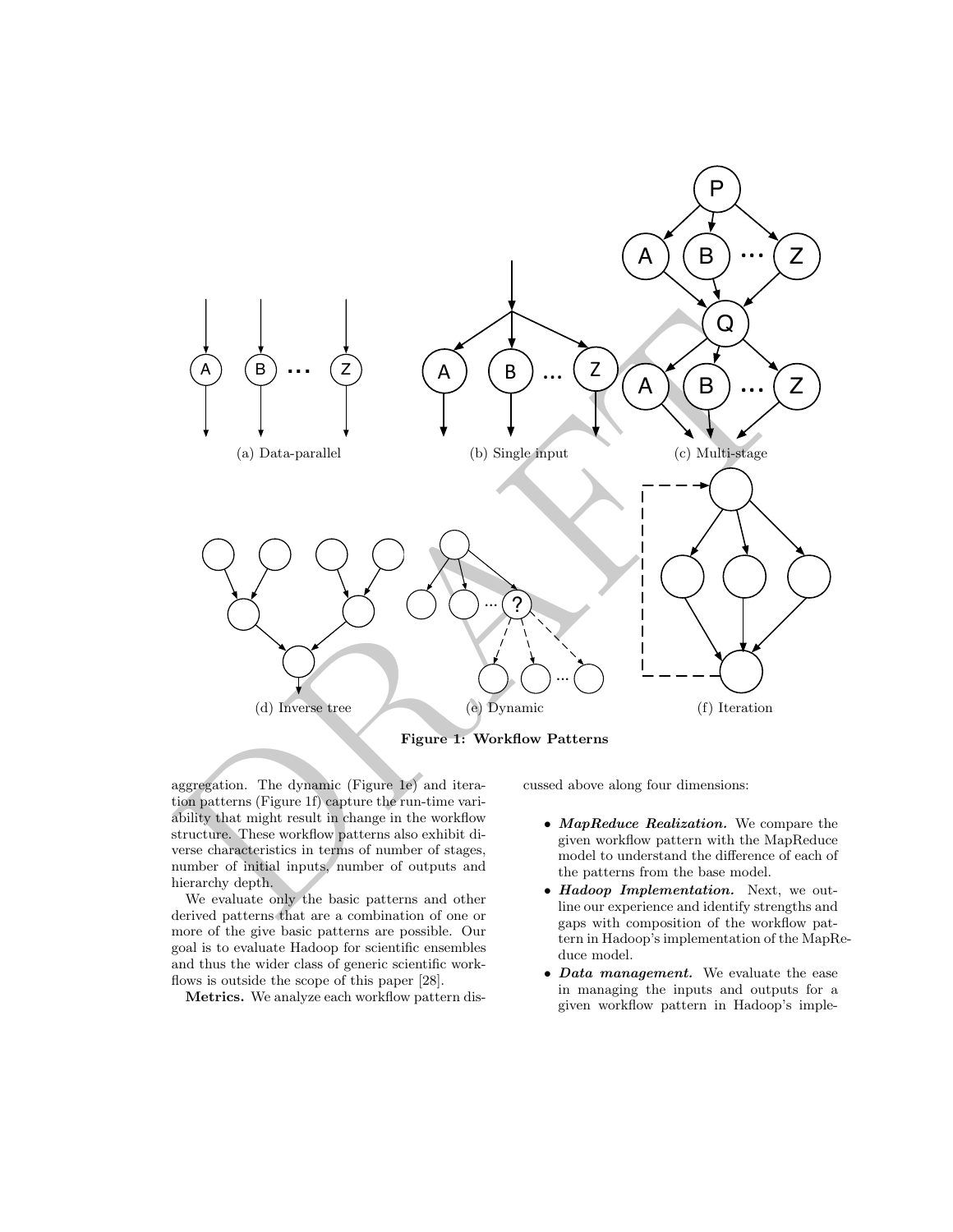(a) Data-parallel

(b) Single input

(c) Multi-stage

(d) Inverse tree

(e) Dynamic

(f) Iteration

**Figure 1: Workflow Patterns**

aggregation. The dynamic (Figure 1e) and iteration patterns (Figure 1f) capture the run-time variability that might result in change in the workflow structure. These workflow patterns also exhibit diverse characteristics in terms of number of stages, number of initial inputs, number of outputs and hierarchy depth.

We evaluate only the basic patterns and other derived patterns that are a combination of one or more of the give basic patterns are possible. Our goal is to evaluate Hadoop for scientific ensembles and thus the wider class of generic scientific workflows is outside the scope of this paper [28].

**Metrics.** We analyze each workflow pattern discussed above along four dimensions:

- ***MapReduce Realization.*** We compare the given workflow pattern with the MapReduce model to understand the difference of each of the patterns from the base model.
- ***Hadoop Implementation.*** Next, we outline our experience and identify strengths and gaps with composition of the workflow pattern in Hadoop's implementation of the MapReduce model.
- ***Data management.*** We evaluate the ease in managing the inputs and outputs for a given workflow pattern in Hadoop's imple-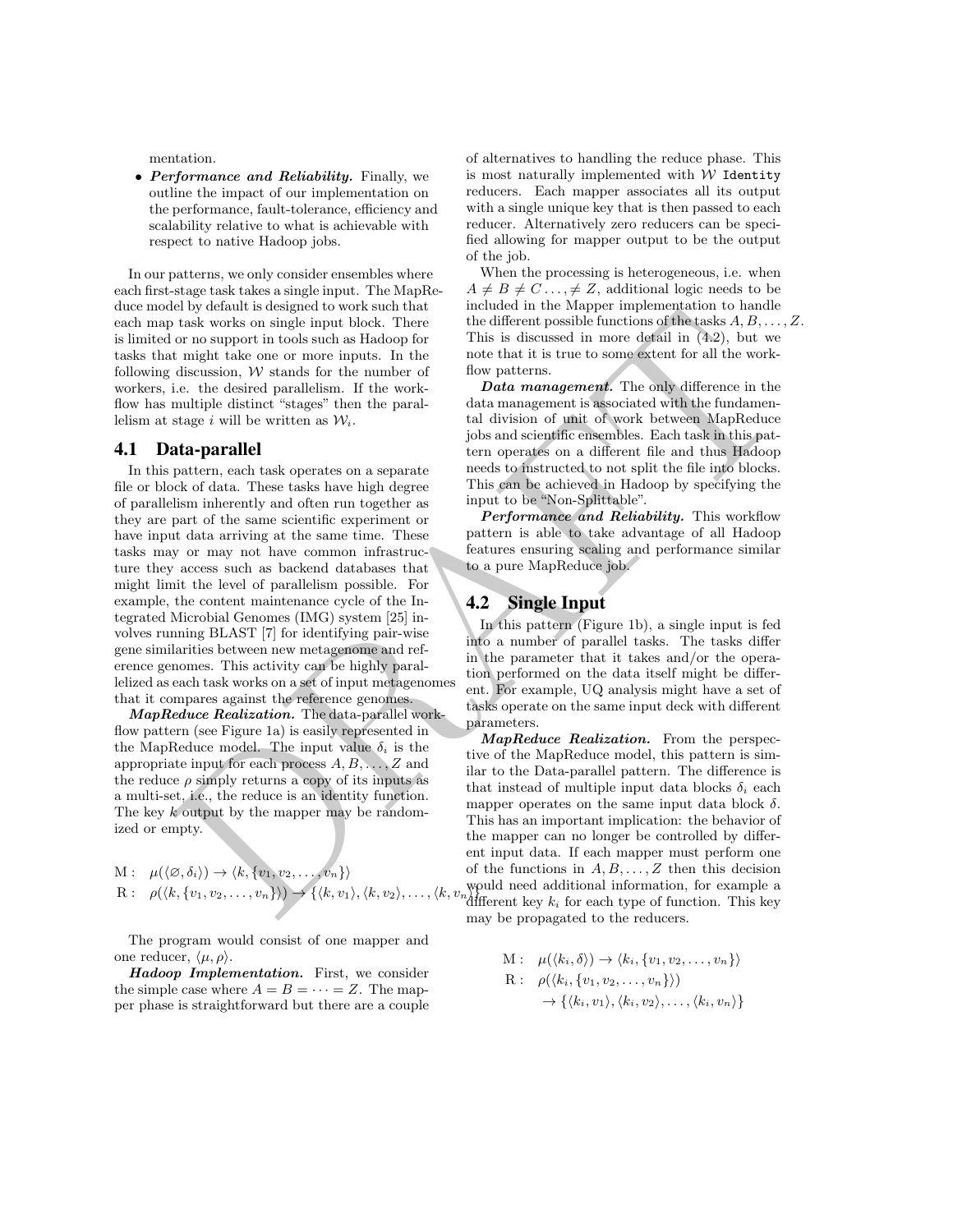mentation.

- ***Performance and Reliability.*** Finally, we outline the impact of our implementation on the performance, fault-tolerance, efficiency and scalability relative to what is achievable with respect to native Hadoop jobs.

In our patterns, we only consider ensembles where each first-stage task takes a single input. The MapReduce model by default is designed to work such that each map task works on single input block. There is limited or no support in tools such as Hadoop for tasks that might take one or more inputs. In the following discussion, $\mathcal{W}$ stands for the number of workers, i.e. the desired parallelism. If the workflow has multiple distinct "stages" then the parallelism at stage $i$ will be written as $\mathcal{W}_i$.

## 4.1 Data-parallel

In this pattern, each task operates on a separate file or block of data. These tasks have high degree of parallelism inherently and often run together as they are part of the same scientific experiment or have input data arriving at the same time. These tasks may or may not have common infrastructure they access such as backend databases that might limit the level of parallelism possible. For example, the content maintenance cycle of the Integrated Microbial Genomes (IMG) system [25] involves running BLAST [7] for identifying pair-wise gene similarities between new metagenome and reference genomes. This activity can be highly parallelized as each task works on a set of input metagenomes that it compares against the reference genomes.

***MapReduce Realization.*** The data-parallel workflow pattern (see Figure 1a) is easily represented in the MapReduce model. The input value $\delta_i$ is the appropriate input for each process $A, B, \ldots, Z$ and the reduce $\rho$ simply returns a copy of its inputs as a multi-set, i.e., the reduce is an identity function. The key $k$ output by the mapper may be randomized or empty.

$$
\begin{aligned}
\mathrm{M}: &\quad \mu(\langle \varnothing, \delta_i \rangle) \rightarrow \langle k, \{v_1, v_2, \ldots, v_n\} \rangle \\
\mathrm{R}: &\quad \rho(\langle k, \{v_1, v_2, \ldots, v_n\} \rangle) \rightarrow \{\langle k, v_1 \rangle, \langle k, v_2 \rangle, \ldots, \langle k, v_n \rangle\}
\end{aligned}
$$

The program would consist of one mapper and one reducer, $\langle \mu, \rho \rangle$.

***Hadoop Implementation.*** First, we consider the simple case where $A = B = \cdots = Z$. The mapper phase is straightforward but there are a couple of alternatives to handling the reduce phase. This is most naturally implemented with $\mathcal{W}$ `Identity` reducers. Each mapper associates all its output with a single unique key that is then passed to each reducer. Alternatively zero reducers can be specified allowing for mapper output to be the output of the job.

When the processing is heterogeneous, i.e. when $A \neq B \neq C \ldots, \neq Z$, additional logic needs to be included in the Mapper implementation to handle the different possible functions of the tasks $A, B, \ldots, Z$. This is discussed in more detail in (4.2), but we note that it is true to some extent for all the workflow patterns.

***Data management.*** The only difference in the data management is associated with the fundamental division of unit of work between MapReduce jobs and scientific ensembles. Each task in this pattern operates on a different file and thus Hadoop needs to instructed to not split the file into blocks. This can be achieved in Hadoop by specifying the input to be "Non-Splittable".

***Performance and Reliability.*** This workflow pattern is able to take advantage of all Hadoop features ensuring scaling and performance similar to a pure MapReduce job.

## 4.2 Single Input

In this pattern (Figure 1b), a single input is fed into a number of parallel tasks. The tasks differ in the parameter that it takes and/or the operation performed on the data itself might be different. For example, UQ analysis might have a set of tasks operate on the same input deck with different parameters.

***MapReduce Realization.*** From the perspective of the MapReduce model, this pattern is similar to the Data-parallel pattern. The difference is that instead of multiple input data blocks $\delta_i$ each mapper operates on the same input data block $\delta$. This has an important implication: the behavior of the mapper can no longer be controlled by different input data. If each mapper must perform one of the functions in $A, B, \ldots, Z$ then this decision would need additional information, for example a different key $k_i$ for each type of function. This key may be propagated to the reducers.

$$
\begin{aligned}
\mathrm{M}: &\quad \mu(\langle k_i, \delta \rangle) \rightarrow \langle k_i, \{v_1, v_2, \ldots, v_n\} \rangle \\
\mathrm{R}: &\quad \rho(\langle k_i, \{v_1, v_2, \ldots, v_n\} \rangle) \\
&\quad \rightarrow \{\langle k_i, v_1 \rangle, \langle k_i, v_2 \rangle, \ldots, \langle k_i, v_n \rangle\}
\end{aligned}
$$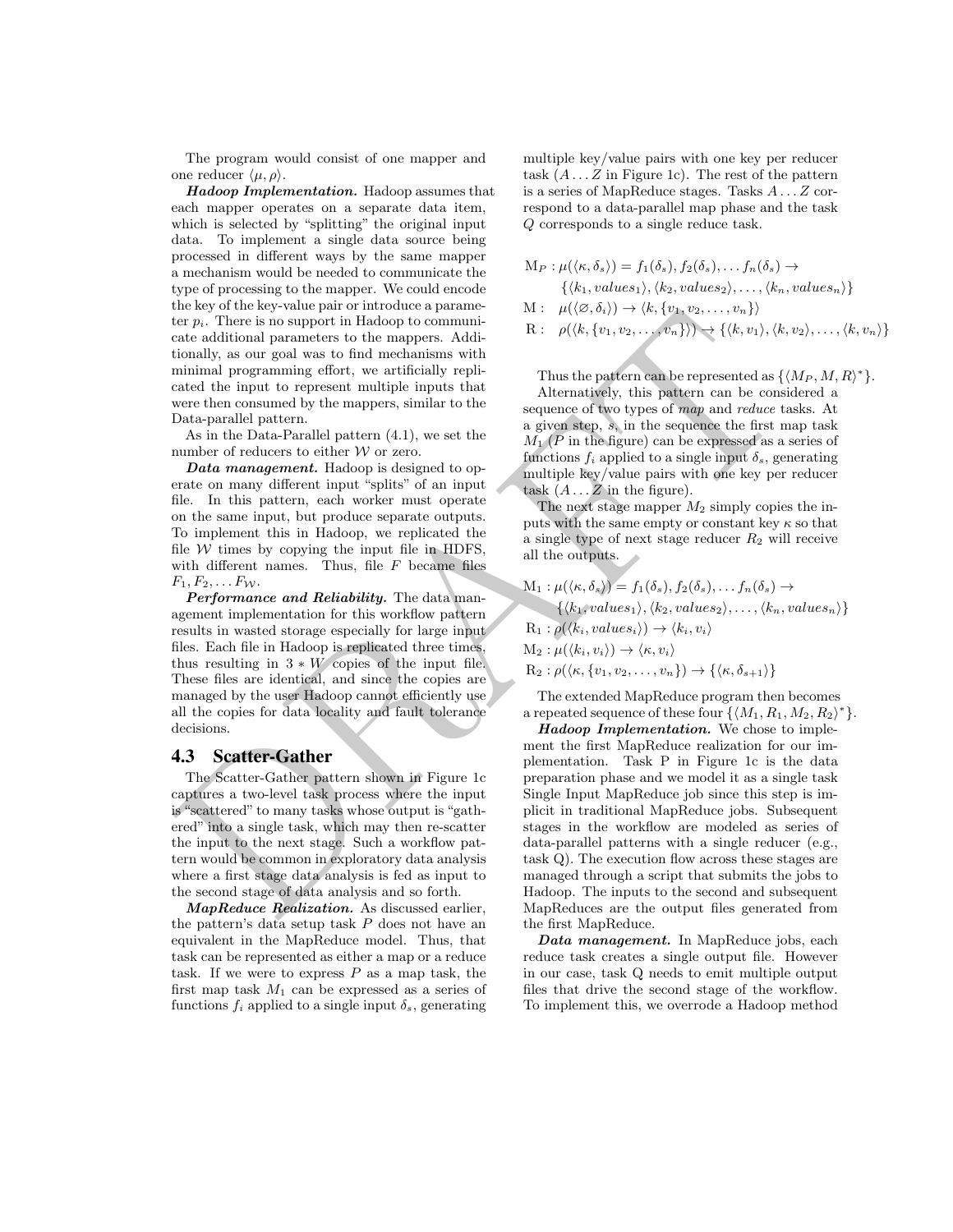The program would consist of one mapper and one reducer $\langle \mu, \rho \rangle$.

***Hadoop Implementation.*** Hadoop assumes that each mapper operates on a separate data item, which is selected by "splitting" the original input data. To implement a single data source being processed in different ways by the same mapper a mechanism would be needed to communicate the type of processing to the mapper. We could encode the key of the key-value pair or introduce a parameter $p_i$. There is no support in Hadoop to communicate additional parameters to the mappers. Additionally, as our goal was to find mechanisms with minimal programming effort, we artificially replicated the input to represent multiple inputs that were then consumed by the mappers, similar to the Data-parallel pattern.

As in the Data-Parallel pattern (4.1), we set the number of reducers to either $\mathcal{W}$ or zero.

***Data management.*** Hadoop is designed to operate on many different input "splits" of an input file. In this pattern, each worker must operate on the same input, but produce separate outputs. To implement this in Hadoop, we replicated the file $\mathcal{W}$ times by copying the input file in HDFS, with different names. Thus, file $F$ became files $F_1, F_2, \ldots F_{\mathcal{W}}$.

***Performance and Reliability.*** The data management implementation for this workflow pattern results in wasted storage especially for large input files. Each file in Hadoop is replicated three times, thus resulting in $3 * W$ copies of the input file. These files are identical, and since the copies are managed by the user Hadoop cannot efficiently use all the copies for data locality and fault tolerance decisions.

## 4.3 Scatter-Gather

The Scatter-Gather pattern shown in Figure 1c captures a two-level task process where the input is "scattered" to many tasks whose output is "gathered" into a single task, which may then re-scatter the input to the next stage. Such a workflow pattern would be common in exploratory data analysis where a first stage data analysis is fed as input to the second stage of data analysis and so forth.

***MapReduce Realization.*** As discussed earlier, the pattern's data setup task $P$ does not have an equivalent in the MapReduce model. Thus, that task can be represented as either a map or a reduce task. If we were to express $P$ as a map task, the first map task $M_1$ can be expressed as a series of functions $f_i$ applied to a single input $\delta_s$, generating multiple key/value pairs with one key per reducer task ($A \ldots Z$ in Figure 1c). The rest of the pattern is a series of MapReduce stages. Tasks $A \ldots Z$ correspond to a data-parallel map phase and the task $Q$ corresponds to a single reduce task.

$$
\begin{aligned}
&\mathrm{M}_P : \mu(\langle \kappa, \delta_s \rangle) = f_1(\delta_s), f_2(\delta_s), \ldots f_n(\delta_s) \rightarrow \\
&\qquad \{\langle k_1, values_1 \rangle, \langle k_2, values_2 \rangle, \ldots, \langle k_n, values_n \rangle\} \\
&\mathrm{M} : \quad \mu(\langle \varnothing, \delta_i \rangle) \rightarrow \langle k, \{v_1, v_2, \ldots, v_n\} \rangle \\
&\mathrm{R} : \quad \rho(\langle k, \{v_1, v_2, \ldots, v_n\} \rangle) \rightarrow \{\langle k, v_1 \rangle, \langle k, v_2 \rangle, \ldots, \langle k, v_n \rangle\}
\end{aligned}
$$

Thus the pattern can be represented as $\{\langle M_P, M, R \rangle^*\}$.

Alternatively, this pattern can be considered a sequence of two types of *map* and *reduce* tasks. At a given step, $s$, in the sequence the first map task $M_1$ ($P$ in the figure) can be expressed as a series of functions $f_i$ applied to a single input $\delta_s$, generating multiple key/value pairs with one key per reducer task ($A \ldots Z$ in the figure).

The next stage mapper $M_2$ simply copies the inputs with the same empty or constant key $\kappa$ so that a single type of next stage reducer $R_2$ will receive all the outputs.

$$
\begin{aligned}
&\mathrm{M}_1 : \mu(\langle \kappa, \delta_s \rangle) = f_1(\delta_s), f_2(\delta_s), \ldots f_n(\delta_s) \rightarrow \\
&\qquad \{\langle k_1, values_1 \rangle, \langle k_2, values_2 \rangle, \ldots, \langle k_n, values_n \rangle\} \\
&\mathrm{R}_1 : \rho(\langle k_i, values_i \rangle) \rightarrow \langle k_i, v_i \rangle \\
&\mathrm{M}_2 : \mu(\langle k_i, v_i \rangle) \rightarrow \langle \kappa, v_i \rangle \\
&\mathrm{R}_2 : \rho(\langle \kappa, \{v_1, v_2, \ldots, v_n\} \rangle) \rightarrow \{\langle \kappa, \delta_{s+1} \rangle\}
\end{aligned}
$$

The extended MapReduce program then becomes a repeated sequence of these four $\{\langle M_1, R_1, M_2, R_2 \rangle^*\}$.

***Hadoop Implementation.*** We chose to implement the first MapReduce realization for our implementation. Task P in Figure 1c is the data preparation phase and we model it as a single task Single Input MapReduce job since this step is implicit in traditional MapReduce jobs. Subsequent stages in the workflow are modeled as series of data-parallel patterns with a single reducer (e.g., task Q). The execution flow across these stages are managed through a script that submits the jobs to Hadoop. The inputs to the second and subsequent MapReduces are the output files generated from the first MapReduce.

***Data management.*** In MapReduce jobs, each reduce task creates a single output file. However in our case, task Q needs to emit multiple output files that drive the second stage of the workflow. To implement this, we overrode a Hadoop method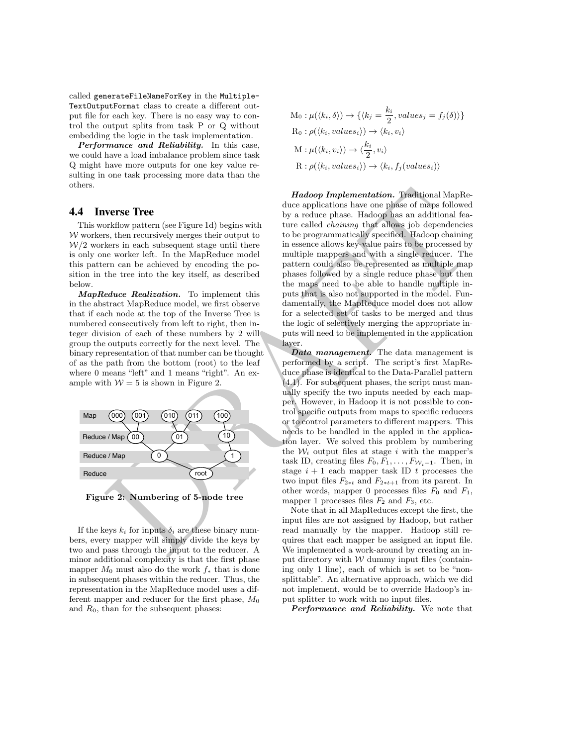called `generateFileNameForKey` in the `MultipleTextOutputFormat` class to create a different output file for each key. There is no easy way to control the output splits from task P or Q without embedding the logic in the task implementation.

***Performance and Reliability.*** In this case, we could have a load imbalance problem since task Q might have more outputs for one key value resulting in one task processing more data than the others.

## 4.4 Inverse Tree

This workflow pattern (see Figure 1d) begins with $\mathcal{W}$ workers, then recursively merges their output to $\mathcal{W}/2$ workers in each subsequent stage until there is only one worker left. In the MapReduce model this pattern can be achieved by encoding the position in the tree into the key itself, as described below.

***MapReduce Realization.*** To implement this in the abstract MapReduce model, we first observe that if each node at the top of the Inverse Tree is numbered consecutively from left to right, then integer division of each of these numbers by 2 will group the outputs correctly for the next level. The binary representation of that number can be thought of as the path from the bottom (root) to the leaf where 0 means "left" and 1 means "right". An example with $\mathcal{W} = 5$ is shown in Figure 2.

**Figure 2: Numbering of 5-node tree**

If the keys $k_i$ for inputs $\delta_i$ are these binary numbers, every mapper will simply divide the keys by two and pass through the input to the reducer. A minor additional complexity is that the first phase mapper $M_0$ must also do the work $f_*$ that is done in subsequent phases within the reducer. Thus, the representation in the MapReduce model uses a different mapper and reducer for the first phase, $M_0$ and $R_0$, than for the subsequent phases:

$$\mathrm{M}_0 : \mu(\langle k_i, \delta \rangle) \rightarrow \{\langle k_j = \frac{k_i}{2}, values_j = f_j(\delta) \rangle\}$$

$$\mathrm{R}_0 : \rho(\langle k_i, values_i \rangle) \rightarrow \langle k_i, v_i \rangle$$

$$\mathrm{M} : \mu(\langle k_i, v_i \rangle) \rightarrow \langle \frac{k_i}{2}, v_i \rangle$$

$$\mathrm{R} : \rho(\langle k_i, values_i \rangle) \rightarrow \langle k_i, f_j(values_i) \rangle$$

***Hadoop Implementation.*** Traditional MapReduce applications have one phase of maps followed by a reduce phase. Hadoop has an additional feature called *chaining* that allows job dependencies to be programmatically specified. Hadoop chaining in essence allows key-value pairs to be processed by multiple mappers and with a single reducer. The pattern could also be represented as multiple map phases followed by a single reduce phase but then the maps need to be able to handle multiple inputs that is also not supported in the model. Fundamentally, the MapReduce model does not allow for a selected set of tasks to be merged and thus the logic of selectively merging the appropriate inputs will need to be implemented in the application layer.

***Data management.*** The data management is performed by a script. The script's first MapReduce phase is identical to the Data-Parallel pattern (4.1). For subsequent phases, the script must manually specify the two inputs needed by each mapper. However, in Hadoop it is not possible to control specific outputs from maps to specific reducers or to control parameters to different mappers. This needs to be handled in the appled in the application layer. We solved this problem by numbering the $\mathcal{W}_i$ output files at stage $i$ with the mapper's task ID, creating files $F_0, F_1, \ldots, F_{\mathcal{W}_i - 1}$. Then, in stage $i+1$ each mapper task ID $t$ processes the two input files $F_{2*t}$ and $F_{2*t+1}$ from its parent. In other words, mapper 0 processes files $F_0$ and $F_1$, mapper 1 processes files $F_2$ and $F_3$, etc.

Note that in all MapReduces except the first, the input files are not assigned by Hadoop, but rather read manually by the mapper. Hadoop still requires that each mapper be assigned an input file. We implemented a work-around by creating an input directory with $\mathcal{W}$ dummy input files (containing only 1 line), each of which is set to be "nonsplittable". An alternative approach, which we did not implement, would be to override Hadoop's input splitter to work with no input files.

***Performance and Reliability.*** We note that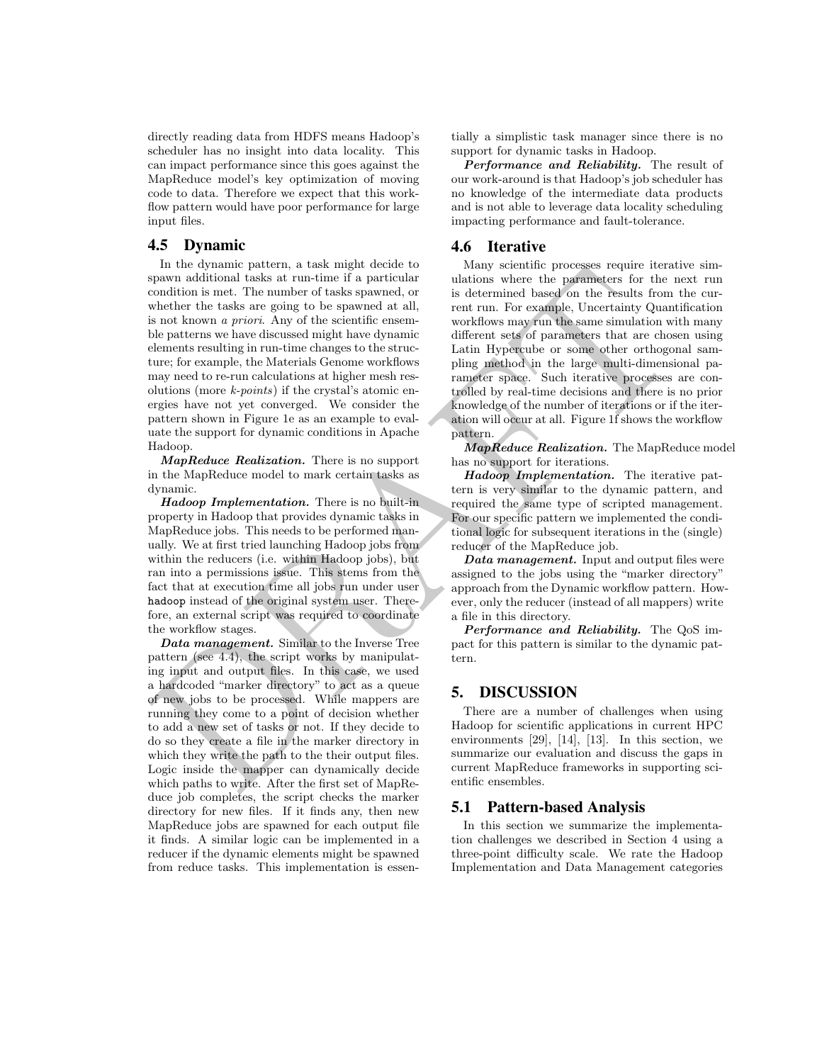directly reading data from HDFS means Hadoop's scheduler has no insight into data locality. This can impact performance since this goes against the MapReduce model's key optimization of moving code to data. Therefore we expect that this workflow pattern would have poor performance for large input files.

### 4.5 Dynamic

In the dynamic pattern, a task might decide to spawn additional tasks at run-time if a particular condition is met. The number of tasks spawned, or whether the tasks are going to be spawned at all, is not known *a priori*. Any of the scientific ensemble patterns we have discussed might have dynamic elements resulting in run-time changes to the structure; for example, the Materials Genome workflows may need to re-run calculations at higher mesh resolutions (more *k-points*) if the crystal's atomic energies have not yet converged. We consider the pattern shown in Figure 1e as an example to evaluate the support for dynamic conditions in Apache Hadoop.

***MapReduce Realization.*** There is no support in the MapReduce model to mark certain tasks as dynamic.

***Hadoop Implementation.*** There is no built-in property in Hadoop that provides dynamic tasks in MapReduce jobs. This needs to be performed manually. We at first tried launching Hadoop jobs from within the reducers (i.e. within Hadoop jobs), but ran into a permissions issue. This stems from the fact that at execution time all jobs run under user `hadoop` instead of the original system user. Therefore, an external script was required to coordinate the workflow stages.

***Data management.*** Similar to the Inverse Tree pattern (see 4.4), the script works by manipulating input and output files. In this case, we used a hardcoded "marker directory" to act as a queue of new jobs to be processed. While mappers are running they come to a point of decision whether to add a new set of tasks or not. If they decide to do so they create a file in the marker directory in which they write the path to the their output files. Logic inside the mapper can dynamically decide which paths to write. After the first set of MapReduce job completes, the script checks the marker directory for new files. If it finds any, then new MapReduce jobs are spawned for each output file it finds. A similar logic can be implemented in a reducer if the dynamic elements might be spawned from reduce tasks. This implementation is essentially a simplistic task manager since there is no support for dynamic tasks in Hadoop.

***Performance and Reliability.*** The result of our work-around is that Hadoop's job scheduler has no knowledge of the intermediate data products and is not able to leverage data locality scheduling impacting performance and fault-tolerance.

### 4.6 Iterative

Many scientific processes require iterative simulations where the parameters for the next run is determined based on the results from the current run. For example, Uncertainty Quantification workflows may run the same simulation with many different sets of parameters that are chosen using Latin Hypercube or some other orthogonal sampling method in the large multi-dimensional parameter space. Such iterative processes are controlled by real-time decisions and there is no prior knowledge of the number of iterations or if the iteration will occur at all. Figure 1f shows the workflow pattern.

***MapReduce Realization.*** The MapReduce model has no support for iterations.

***Hadoop Implementation.*** The iterative pattern is very similar to the dynamic pattern, and required the same type of scripted management. For our specific pattern we implemented the conditional logic for subsequent iterations in the (single) reducer of the MapReduce job.

***Data management.*** Input and output files were assigned to the jobs using the "marker directory" approach from the Dynamic workflow pattern. However, only the reducer (instead of all mappers) write a file in this directory.

***Performance and Reliability.*** The QoS impact for this pattern is similar to the dynamic pattern.

## 5. DISCUSSION

There are a number of challenges when using Hadoop for scientific applications in current HPC environments [29], [14], [13]. In this section, we summarize our evaluation and discuss the gaps in current MapReduce frameworks in supporting scientific ensembles.

### 5.1 Pattern-based Analysis

In this section we summarize the implementation challenges we described in Section 4 using a three-point difficulty scale. We rate the Hadoop Implementation and Data Management categories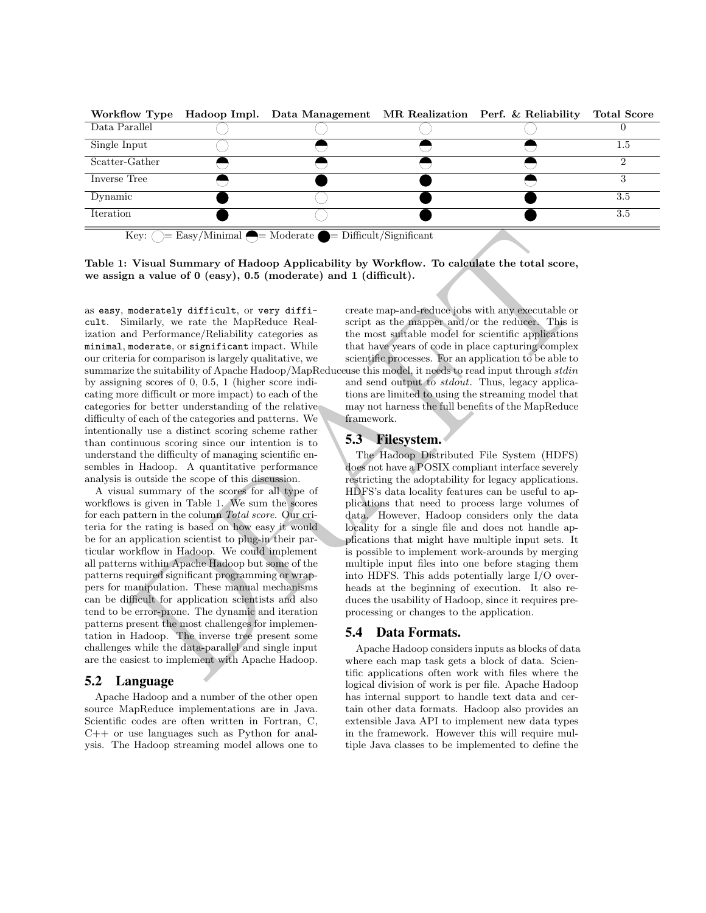| Workflow Type | Hadoop Impl. | Data Management | MR Realization | Perf. & Reliability | Total Score |
|---|---|---|---|---|---|
| Data Parallel | ○ | ○ | ○ | ○ | 0 |
| Single Input | ○ | ◒ | ◒ | ◒ | 1.5 |
| Scatter-Gather | ◒ | ◒ | ◒ | ◒ | 2 |
| Inverse Tree | ◒ | ● | ● | ◒ | 3 |
| Dynamic | ● | ○ | ● | ● | 3.5 |
| Iteration | ● | ○ | ● | ● | 3.5 |

Key: ○ = Easy/Minimal ◒ = Moderate ● = Difficult/Significant

**Table 1: Visual Summary of Hadoop Applicability by Workflow. To calculate the total score, we assign a value of 0 (easy), 0.5 (moderate) and 1 (difficult).**

as `easy`, `moderately difficult`, or `very difficult`. Similarly, we rate the MapReduce Realization and Performance/Reliability categories as `minimal`, `moderate`, or `significant` impact. While our criteria for comparison is largely qualitative, we summarize the suitability of Apache Hadoop/MapReduce by assigning scores of 0, 0.5, 1 (higher score indicating more difficult or more impact) to each of the categories for better understanding of the relative difficulty of each of the categories and patterns. We intentionally use a distinct scoring scheme rather than continuous scoring since our intention is to understand the difficulty of managing scientific ensembles in Hadoop. A quantitative performance analysis is outside the scope of this discussion.

A visual summary of the scores for all type of workflows is given in Table 1. We sum the scores for each pattern in the column *Total score*. Our criteria for the rating is based on how easy it would be for an application scientist to plug-in their particular workflow in Hadoop. We could implement all patterns within Apache Hadoop but some of the patterns required significant programming or wrappers for manipulation. These manual mechanisms can be difficult for application scientists and also tend to be error-prone. The dynamic and iteration patterns present the most challenges for implementation in Hadoop. The inverse tree present some challenges while the data-parallel and single input are the easiest to implement with Apache Hadoop.

## 5.2 Language

Apache Hadoop and a number of the other open source MapReduce implementations are in Java. Scientific codes are often written in Fortran, C, C++ or use languages such as Python for analysis. The Hadoop streaming model allows one to create map-and-reduce jobs with any executable or script as the mapper and/or the reducer. This is the most suitable model for scientific applications that have years of code in place capturing complex scientific processes. For an application to be able to use this model, it needs to read input through *stdin* and send output to *stdout*. Thus, legacy applications are limited to using the streaming model that may not harness the full benefits of the MapReduce framework.

## 5.3 Filesystem.

The Hadoop Distributed File System (HDFS) does not have a POSIX compliant interface severely restricting the adoptability for legacy applications. HDFS's data locality features can be useful to applications that need to process large volumes of data. However, Hadoop considers only the data locality for a single file and does not handle applications that might have multiple input sets. It is possible to implement work-arounds by merging multiple input files into one before staging them into HDFS. This adds potentially large I/O overheads at the beginning of execution. It also reduces the usability of Hadoop, since it requires preprocessing or changes to the application.

## 5.4 Data Formats.

Apache Hadoop considers inputs as blocks of data where each map task gets a block of data. Scientific applications often work with files where the logical division of work is per file. Apache Hadoop has internal support to handle text data and certain other data formats. Hadoop also provides an extensible Java API to implement new data types in the framework. However this will require multiple Java classes to be implemented to define the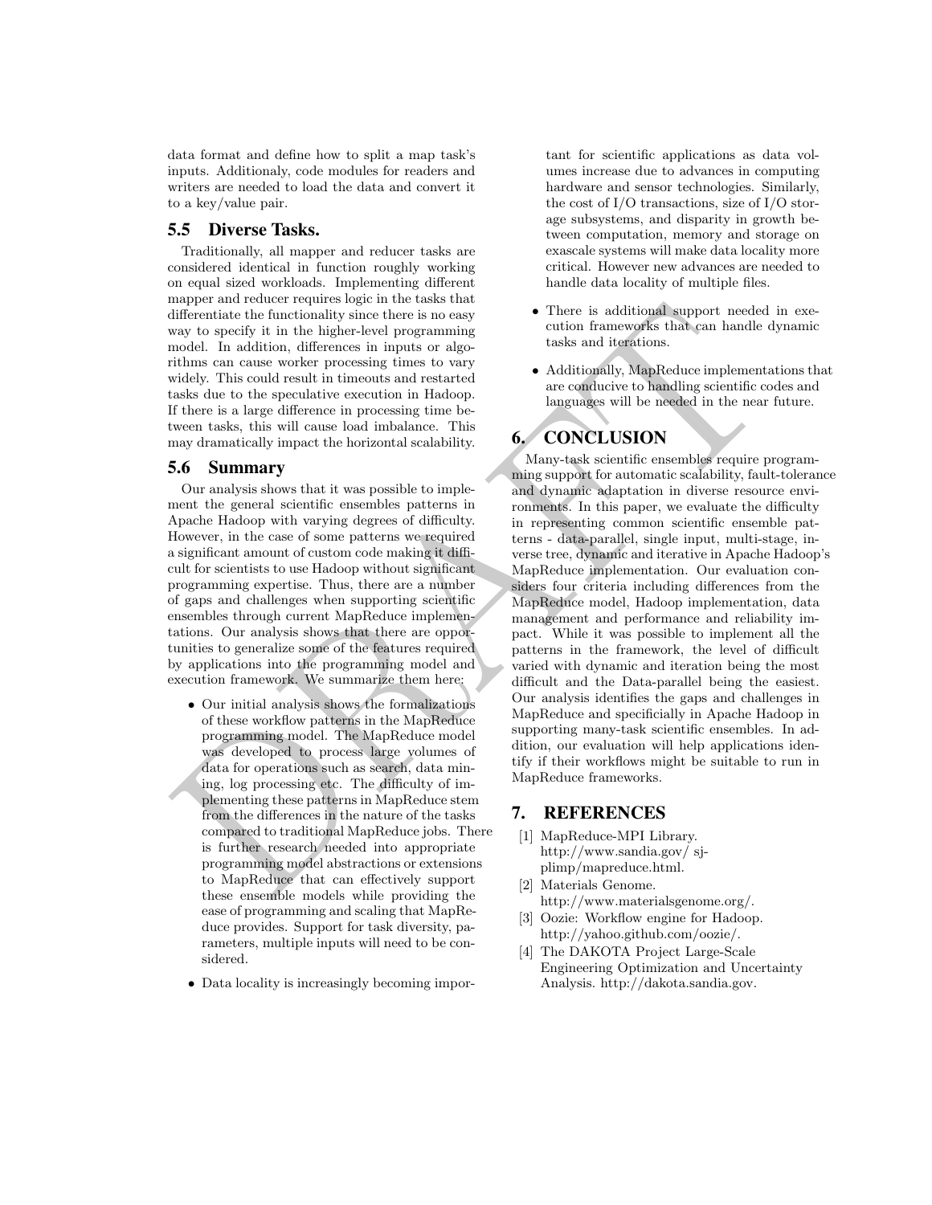data format and define how to split a map task's inputs. Additionaly, code modules for readers and writers are needed to load the data and convert it to a key/value pair.

## 5.5 Diverse Tasks.

Traditionally, all mapper and reducer tasks are considered identical in function roughly working on equal sized workloads. Implementing different mapper and reducer requires logic in the tasks that differentiate the functionality since there is no easy way to specify it in the higher-level programming model. In addition, differences in inputs or algorithms can cause worker processing times to vary widely. This could result in timeouts and restarted tasks due to the speculative execution in Hadoop. If there is a large difference in processing time between tasks, this will cause load imbalance. This may dramatically impact the horizontal scalability.

## 5.6 Summary

Our analysis shows that it was possible to implement the general scientific ensembles patterns in Apache Hadoop with varying degrees of difficulty. However, in the case of some patterns we required a significant amount of custom code making it difficult for scientists to use Hadoop without significant programming expertise. Thus, there are a number of gaps and challenges when supporting scientific ensembles through current MapReduce implementations. Our analysis shows that there are opportunities to generalize some of the features required by applications into the programming model and execution framework. We summarize them here:

- Our initial analysis shows the formalizations of these workflow patterns in the MapReduce programming model. The MapReduce model was developed to process large volumes of data for operations such as search, data mining, log processing etc. The difficulty of implementing these patterns in MapReduce stem from the differences in the nature of the tasks compared to traditional MapReduce jobs. There is further research needed into appropriate programming model abstractions or extensions to MapReduce that can effectively support these ensemble models while providing the ease of programming and scaling that MapReduce provides. Support for task diversity, parameters, multiple inputs will need to be considered.
- Data locality is increasingly becoming important for scientific applications as data volumes increase due to advances in computing hardware and sensor technologies. Similarly, the cost of I/O transactions, size of I/O storage subsystems, and disparity in growth between computation, memory and storage on exascale systems will make data locality more critical. However new advances are needed to handle data locality of multiple files.
- There is additional support needed in execution frameworks that can handle dynamic tasks and iterations.
- Additionally, MapReduce implementations that are conducive to handling scientific codes and languages will be needed in the near future.

# 6. CONCLUSION

Many-task scientific ensembles require programming support for automatic scalability, fault-tolerance and dynamic adaptation in diverse resource environments. In this paper, we evaluate the difficulty in representing common scientific ensemble patterns - data-parallel, single input, multi-stage, inverse tree, dynamic and iterative in Apache Hadoop's MapReduce implementation. Our evaluation considers four criteria including differences from the MapReduce model, Hadoop implementation, data management and performance and reliability impact. While it was possible to implement all the patterns in the framework, the level of difficult varied with dynamic and iteration being the most difficult and the Data-parallel being the easiest. Our analysis identifies the gaps and challenges in MapReduce and specificially in Apache Hadoop in supporting many-task scientific ensembles. In addition, our evaluation will help applications identify if their workflows might be suitable to run in MapReduce frameworks.

# 7. REFERENCES

[1] MapReduce-MPI Library. http://www.sandia.gov/ sjplimp/mapreduce.html.

[2] Materials Genome. http://www.materialsgenome.org/.

[3] Oozie: Workflow engine for Hadoop. http://yahoo.github.com/oozie/.

[4] The DAKOTA Project Large-Scale Engineering Optimization and Uncertainty Analysis. http://dakota.sandia.gov.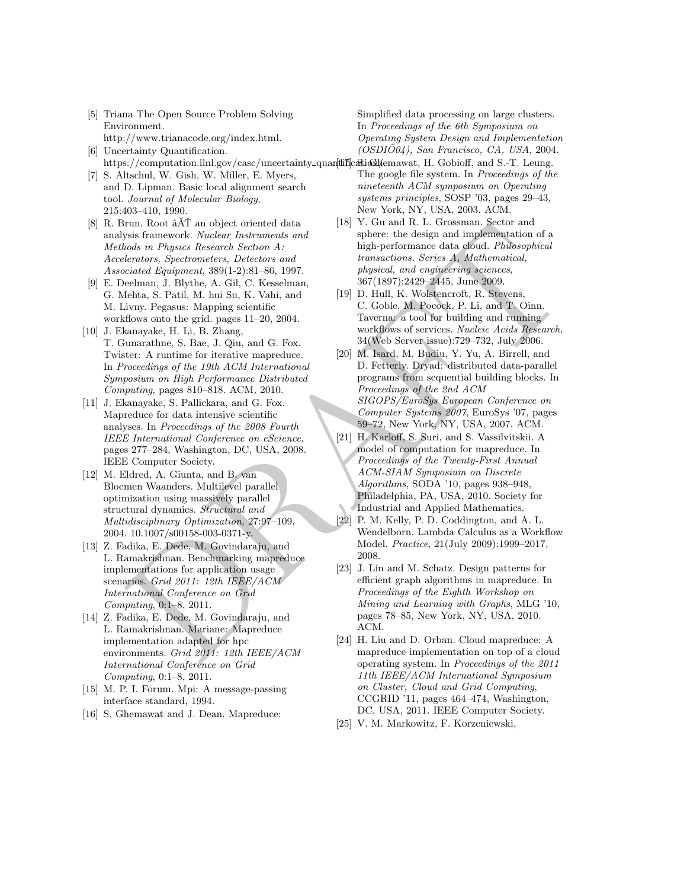- [5] Triana The Open Source Problem Solving Environment. http://www.trianacode.org/index.html.
- [6] Uncertainty Quantification. https://computation.llnl.gov/casc/uncertainty_quantification/.
- [7] S. Altschul, W. Gish, W. Miller, E. Myers, and D. Lipman. Basic local alignment search tool. *Journal of Molecular Biology*, 215:403–410, 1990.
- [8] R. Brun. Root â ĂŤ an object oriented data analysis framework. *Nuclear Instruments and Methods in Physics Research Section A: Accelerators, Spectrometers, Detectors and Associated Equipment*, 389(1-2):81–86, 1997.
- [9] E. Deelman, J. Blythe, A. Gil, C. Kesselman, G. Mehta, S. Patil, M. hui Su, K. Vahi, and M. Livny. Pegasus: Mapping scientific workflows onto the grid. pages 11–20, 2004.
- [10] J. Ekanayake, H. Li, B. Zhang, T. Gunarathne, S. Bae, J. Qiu, and G. Fox. Twister: A runtime for iterative mapreduce. In *Proceedings of the 19th ACM International Symposium on High Performance Distributed Computing*, pages 810–818. ACM, 2010.
- [11] J. Ekanayake, S. Pallickara, and G. Fox. Mapreduce for data intensive scientific analyses. In *Proceedings of the 2008 Fourth IEEE International Conference on eScience*, pages 277–284, Washington, DC, USA, 2008. IEEE Computer Society.
- [12] M. Eldred, A. Giunta, and B. van Bloemen Waanders. Multilevel parallel optimization using massively parallel structural dynamics. *Structural and Multidisciplinary Optimization*, 27:97–109, 2004. 10.1007/s00158-003-0371-y.
- [13] Z. Fadika, E. Dede, M. Govindaraju, and L. Ramakrishnan. Benchmarking mapreduce implementations for application usage scenarios. *Grid 2011: 12th IEEE/ACM International Conference on Grid Computing*, 0:1–8, 2011.
- [14] Z. Fadika, E. Dede, M. Govindaraju, and L. Ramakrishnan. Mariane: Mapreduce implementation adapted for hpc environments. *Grid 2011: 12th IEEE/ACM International Conference on Grid Computing*, 0:1–8, 2011.
- [15] M. P. I. Forum. Mpi: A message-passing interface standard, 1994.
- [16] S. Ghemawat and J. Dean. Mapreduce: Simplified data processing on large clusters. In *Proceedings of the 6th Symposium on Operating System Design and Implementation (OSDIÕ04), San Francisco, CA, USA*, 2004.
- [17] S. Ghemawat, H. Gobioff, and S.-T. Leung. The google file system. In *Proceedings of the nineteenth ACM symposium on Operating systems principles*, SOSP '03, pages 29–43, New York, NY, USA, 2003. ACM.
- [18] Y. Gu and R. L. Grossman. Sector and sphere: the design and implementation of a high-performance data cloud. *Philosophical transactions. Series A, Mathematical, physical, and engineering sciences*, 367(1897):2429–2445, June 2009.
- [19] D. Hull, K. Wolstencroft, R. Stevens, C. Goble, M. Pocock, P. Li, and T. Oinn. Taverna: a tool for building and running workflows of services. *Nucleic Acids Research*, 34(Web Server issue):729–732, July 2006.
- [20] M. Isard, M. Budiu, Y. Yu, A. Birrell, and D. Fetterly. Dryad: distributed data-parallel programs from sequential building blocks. In *Proceedings of the 2nd ACM SIGOPS/EuroSys European Conference on Computer Systems 2007*, EuroSys '07, pages 59–72, New York, NY, USA, 2007. ACM.
- [21] H. Karloff, S. Suri, and S. Vassilvitskii. A model of computation for mapreduce. In *Proceedings of the Twenty-First Annual ACM-SIAM Symposium on Discrete Algorithms*, SODA '10, pages 938–948, Philadelphia, PA, USA, 2010. Society for Industrial and Applied Mathematics.
- [22] P. M. Kelly, P. D. Coddington, and A. L. Wendelborn. Lambda Calculus as a Workflow Model. *Practice*, 21(July 2009):1999–2017, 2008.
- [23] J. Lin and M. Schatz. Design patterns for efficient graph algorithms in mapreduce. In *Proceedings of the Eighth Workshop on Mining and Learning with Graphs*, MLG '10, pages 78–85, New York, NY, USA, 2010. ACM.
- [24] H. Liu and D. Orban. Cloud mapreduce: A mapreduce implementation on top of a cloud operating system. In *Proceedings of the 2011 11th IEEE/ACM International Symposium on Cluster, Cloud and Grid Computing*, CCGRID '11, pages 464–474, Washington, DC, USA, 2011. IEEE Computer Society.
- [25] V. M. Markowitz, F. Korzeniewski,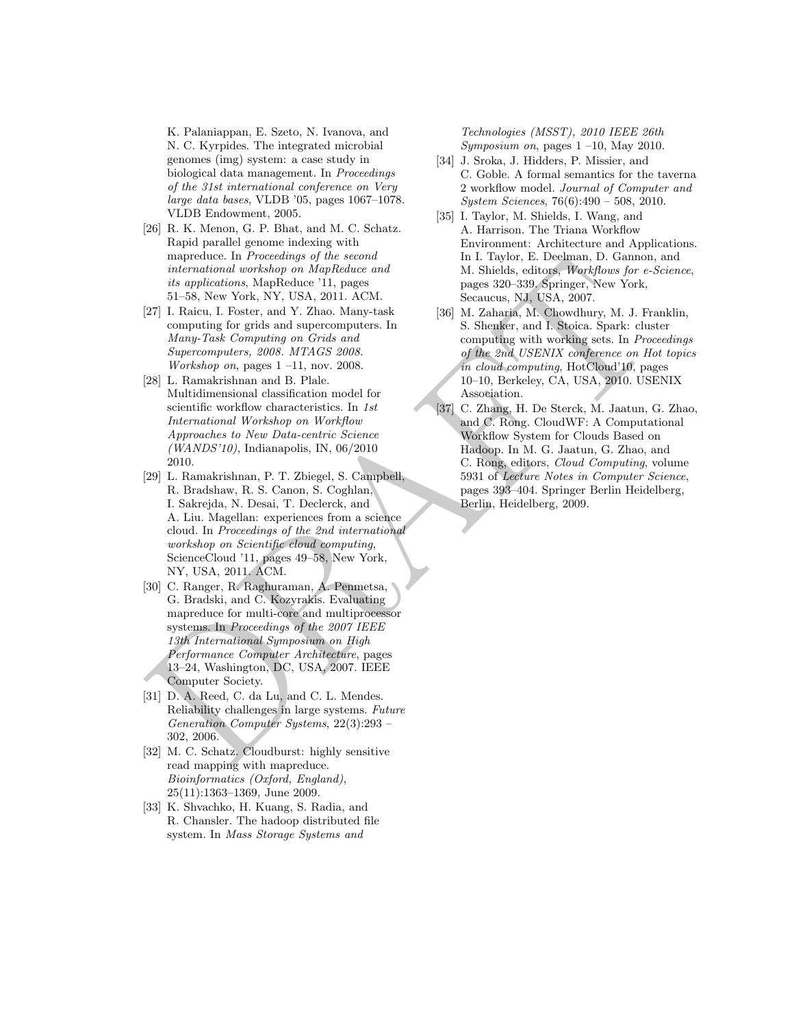K. Palaniappan, E. Szeto, N. Ivanova, and N. C. Kyrpides. The integrated microbial genomes (img) system: a case study in biological data management. In *Proceedings of the 31st international conference on Very large data bases*, VLDB '05, pages 1067–1078. VLDB Endowment, 2005.

[26] R. K. Menon, G. P. Bhat, and M. C. Schatz. Rapid parallel genome indexing with mapreduce. In *Proceedings of the second international workshop on MapReduce and its applications*, MapReduce '11, pages 51–58, New York, NY, USA, 2011. ACM.

[27] I. Raicu, I. Foster, and Y. Zhao. Many-task computing for grids and supercomputers. In *Many-Task Computing on Grids and Supercomputers, 2008. MTAGS 2008. Workshop on*, pages 1 –11, nov. 2008.

[28] L. Ramakrishnan and B. Plale. Multidimensional classification model for scientific workflow characteristics. In *1st International Workshop on Workflow Approaches to New Data-centric Science (WANDS'10)*, Indianapolis, IN, 06/2010 2010.

[29] L. Ramakrishnan, P. T. Zbiegel, S. Campbell, R. Bradshaw, R. S. Canon, S. Coghlan, I. Sakrejda, N. Desai, T. Declerck, and A. Liu. Magellan: experiences from a science cloud. In *Proceedings of the 2nd international workshop on Scientific cloud computing*, ScienceCloud '11, pages 49–58, New York, NY, USA, 2011. ACM.

[30] C. Ranger, R. Raghuraman, A. Penmetsa, G. Bradski, and C. Kozyrakis. Evaluating mapreduce for multi-core and multiprocessor systems. In *Proceedings of the 2007 IEEE 13th International Symposium on High Performance Computer Architecture*, pages 13–24, Washington, DC, USA, 2007. IEEE Computer Society.

[31] D. A. Reed, C. da Lu, and C. L. Mendes. Reliability challenges in large systems. *Future Generation Computer Systems*, 22(3):293 – 302, 2006.

[32] M. C. Schatz. Cloudburst: highly sensitive read mapping with mapreduce. *Bioinformatics (Oxford, England)*, 25(11):1363–1369, June 2009.

[33] K. Shvachko, H. Kuang, S. Radia, and R. Chansler. The hadoop distributed file system. In *Mass Storage Systems and Technologies (MSST), 2010 IEEE 26th Symposium on*, pages 1 –10, May 2010.

[34] J. Sroka, J. Hidders, P. Missier, and C. Goble. A formal semantics for the taverna 2 workflow model. *Journal of Computer and System Sciences*, 76(6):490 – 508, 2010.

[35] I. Taylor, M. Shields, I. Wang, and A. Harrison. The Triana Workflow Environment: Architecture and Applications. In I. Taylor, E. Deelman, D. Gannon, and M. Shields, editors, *Workflows for e-Science*, pages 320–339. Springer, New York, Secaucus, NJ, USA, 2007.

[36] M. Zaharia, M. Chowdhury, M. J. Franklin, S. Shenker, and I. Stoica. Spark: cluster computing with working sets. In *Proceedings of the 2nd USENIX conference on Hot topics in cloud computing*, HotCloud'10, pages 10–10, Berkeley, CA, USA, 2010. USENIX Association.

[37] C. Zhang, H. De Sterck, M. Jaatun, G. Zhao, and C. Rong. CloudWF: A Computational Workflow System for Clouds Based on Hadoop. In M. G. Jaatun, G. Zhao, and C. Rong, editors, *Cloud Computing*, volume 5931 of *Lecture Notes in Computer Science*, pages 393–404. Springer Berlin Heidelberg, Berlin, Heidelberg, 2009.